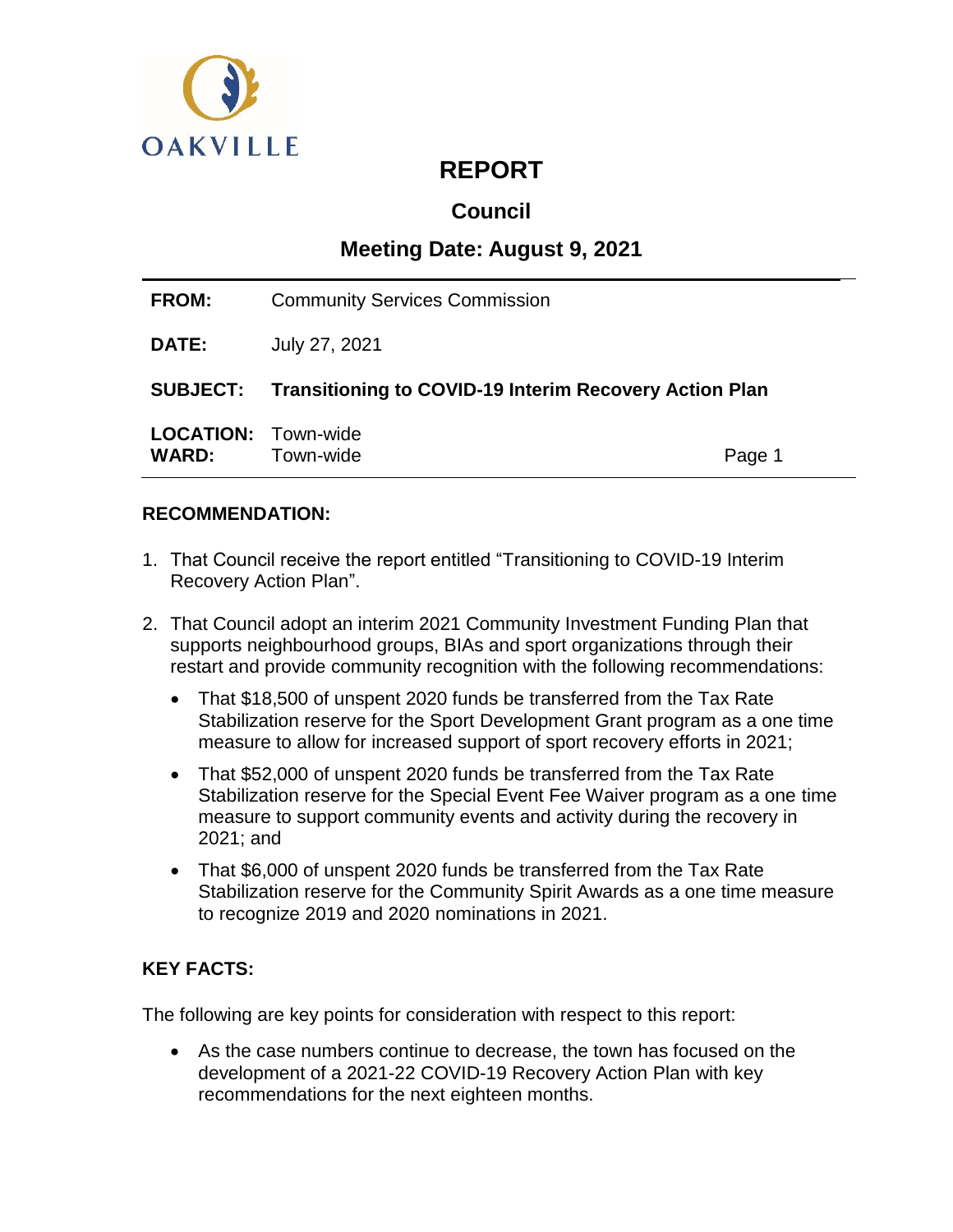OAKVILLE

# REPORT

## Council

## Meeting Date: August 9, 2021

| | |
|---|---|
| **FROM:** | Community Services Commission |
| **DATE:** | July 27, 2021 |
| **SUBJECT:** | **Transitioning to COVID-19 Interim Recovery Action Plan** |
| **LOCATION:** | Town-wide |
| **WARD:** | Town-wide |

### RECOMMENDATION:

1. That Council receive the report entitled "Transitioning to COVID-19 Interim Recovery Action Plan".
2. That Council adopt an interim 2021 Community Investment Funding Plan that supports neighbourhood groups, BIAs and sport organizations through their restart and provide community recognition with the following recommendations:
   - That $18,500 of unspent 2020 funds be transferred from the Tax Rate Stabilization reserve for the Sport Development Grant program as a one time measure to allow for increased support of sport recovery efforts in 2021;
   - That $52,000 of unspent 2020 funds be transferred from the Tax Rate Stabilization reserve for the Special Event Fee Waiver program as a one time measure to support community events and activity during the recovery in 2021; and
   - That $6,000 of unspent 2020 funds be transferred from the Tax Rate Stabilization reserve for the Community Spirit Awards as a one time measure to recognize 2019 and 2020 nominations in 2021.

### KEY FACTS:

The following are key points for consideration with respect to this report:

- As the case numbers continue to decrease, the town has focused on the development of a 2021-22 COVID-19 Recovery Action Plan with key recommendations for the next eighteen months.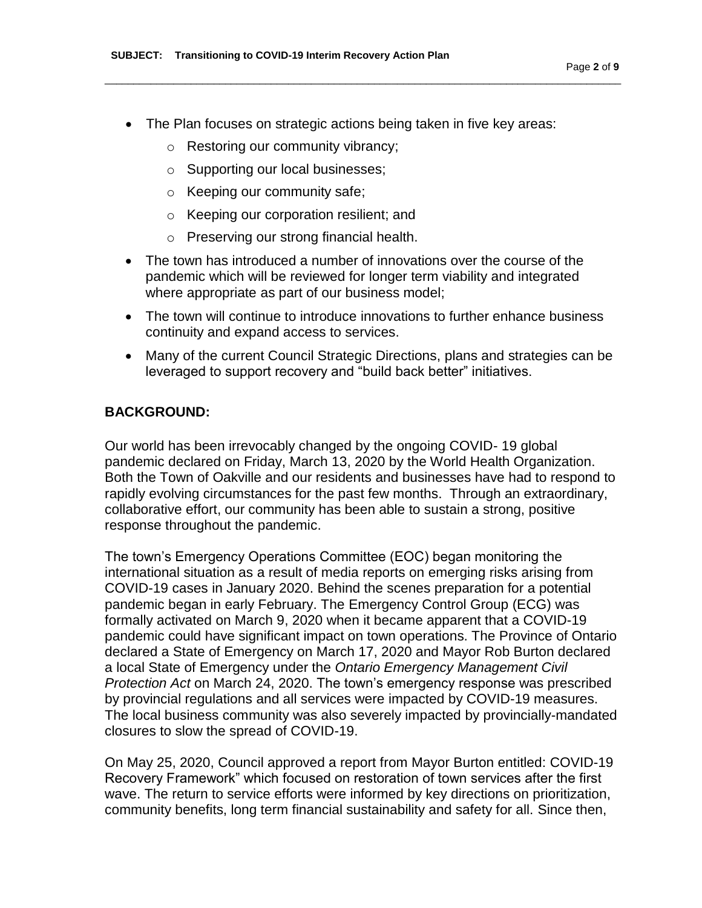- The Plan focuses on strategic actions being taken in five key areas:
  - Restoring our community vibrancy;
  - Supporting our local businesses;
  - Keeping our community safe;
  - Keeping our corporation resilient; and
  - Preserving our strong financial health.
- The town has introduced a number of innovations over the course of the pandemic which will be reviewed for longer term viability and integrated where appropriate as part of our business model;
- The town will continue to introduce innovations to further enhance business continuity and expand access to services.
- Many of the current Council Strategic Directions, plans and strategies can be leveraged to support recovery and "build back better" initiatives.

## BACKGROUND:

Our world has been irrevocably changed by the ongoing COVID- 19 global pandemic declared on Friday, March 13, 2020 by the World Health Organization. Both the Town of Oakville and our residents and businesses have had to respond to rapidly evolving circumstances for the past few months. Through an extraordinary, collaborative effort, our community has been able to sustain a strong, positive response throughout the pandemic.

The town's Emergency Operations Committee (EOC) began monitoring the international situation as a result of media reports on emerging risks arising from COVID-19 cases in January 2020. Behind the scenes preparation for a potential pandemic began in early February. The Emergency Control Group (ECG) was formally activated on March 9, 2020 when it became apparent that a COVID-19 pandemic could have significant impact on town operations. The Province of Ontario declared a State of Emergency on March 17, 2020 and Mayor Rob Burton declared a local State of Emergency under the *Ontario Emergency Management Civil Protection Act* on March 24, 2020. The town's emergency response was prescribed by provincial regulations and all services were impacted by COVID-19 measures. The local business community was also severely impacted by provincially-mandated closures to slow the spread of COVID-19.

On May 25, 2020, Council approved a report from Mayor Burton entitled: COVID-19 Recovery Framework" which focused on restoration of town services after the first wave. The return to service efforts were informed by key directions on prioritization, community benefits, long term financial sustainability and safety for all. Since then,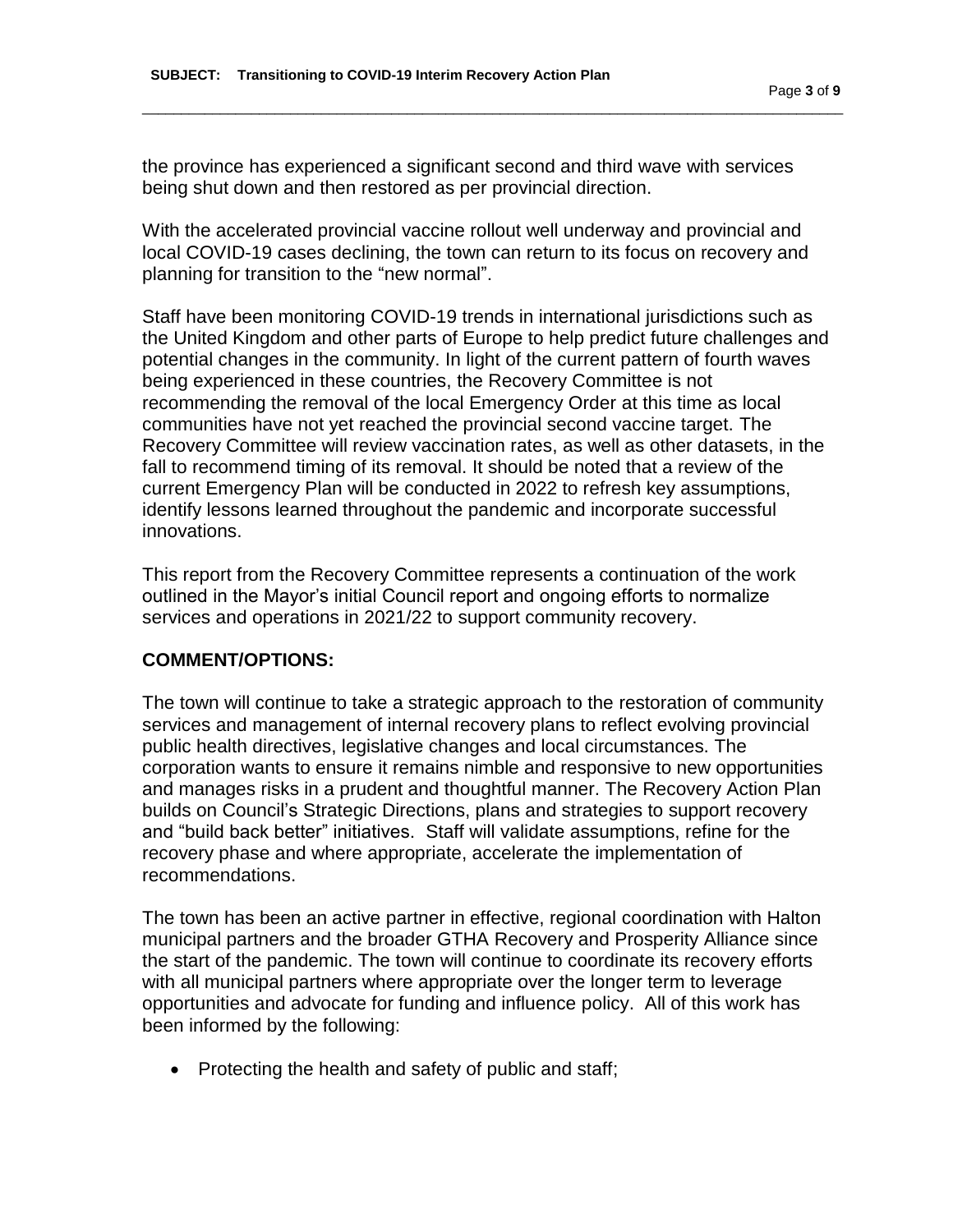the province has experienced a significant second and third wave with services being shut down and then restored as per provincial direction.

With the accelerated provincial vaccine rollout well underway and provincial and local COVID-19 cases declining, the town can return to its focus on recovery and planning for transition to the "new normal".

Staff have been monitoring COVID-19 trends in international jurisdictions such as the United Kingdom and other parts of Europe to help predict future challenges and potential changes in the community. In light of the current pattern of fourth waves being experienced in these countries, the Recovery Committee is not recommending the removal of the local Emergency Order at this time as local communities have not yet reached the provincial second vaccine target. The Recovery Committee will review vaccination rates, as well as other datasets, in the fall to recommend timing of its removal. It should be noted that a review of the current Emergency Plan will be conducted in 2022 to refresh key assumptions, identify lessons learned throughout the pandemic and incorporate successful innovations.

This report from the Recovery Committee represents a continuation of the work outlined in the Mayor's initial Council report and ongoing efforts to normalize services and operations in 2021/22 to support community recovery.

**COMMENT/OPTIONS:**

The town will continue to take a strategic approach to the restoration of community services and management of internal recovery plans to reflect evolving provincial public health directives, legislative changes and local circumstances. The corporation wants to ensure it remains nimble and responsive to new opportunities and manages risks in a prudent and thoughtful manner. The Recovery Action Plan builds on Council's Strategic Directions, plans and strategies to support recovery and "build back better" initiatives. Staff will validate assumptions, refine for the recovery phase and where appropriate, accelerate the implementation of recommendations.

The town has been an active partner in effective, regional coordination with Halton municipal partners and the broader GTHA Recovery and Prosperity Alliance since the start of the pandemic. The town will continue to coordinate its recovery efforts with all municipal partners where appropriate over the longer term to leverage opportunities and advocate for funding and influence policy. All of this work has been informed by the following:

- Protecting the health and safety of public and staff;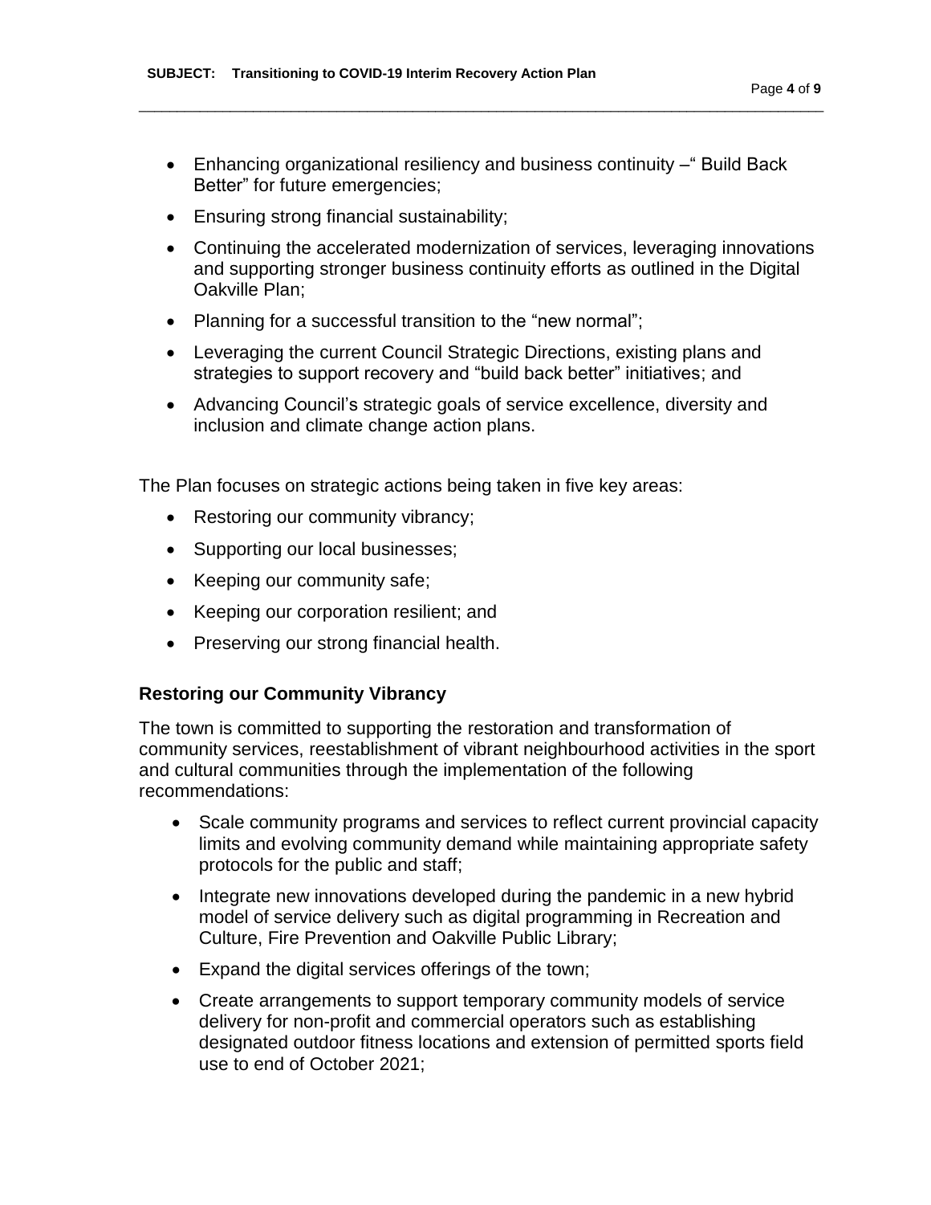- Enhancing organizational resiliency and business continuity –" Build Back Better" for future emergencies;
- Ensuring strong financial sustainability;
- Continuing the accelerated modernization of services, leveraging innovations and supporting stronger business continuity efforts as outlined in the Digital Oakville Plan;
- Planning for a successful transition to the "new normal";
- Leveraging the current Council Strategic Directions, existing plans and strategies to support recovery and "build back better" initiatives; and
- Advancing Council's strategic goals of service excellence, diversity and inclusion and climate change action plans.

The Plan focuses on strategic actions being taken in five key areas:

- Restoring our community vibrancy;
- Supporting our local businesses;
- Keeping our community safe;
- Keeping our corporation resilient; and
- Preserving our strong financial health.

### Restoring our Community Vibrancy

The town is committed to supporting the restoration and transformation of community services, reestablishment of vibrant neighbourhood activities in the sport and cultural communities through the implementation of the following recommendations:

- Scale community programs and services to reflect current provincial capacity limits and evolving community demand while maintaining appropriate safety protocols for the public and staff;
- Integrate new innovations developed during the pandemic in a new hybrid model of service delivery such as digital programming in Recreation and Culture, Fire Prevention and Oakville Public Library;
- Expand the digital services offerings of the town;
- Create arrangements to support temporary community models of service delivery for non-profit and commercial operators such as establishing designated outdoor fitness locations and extension of permitted sports field use to end of October 2021;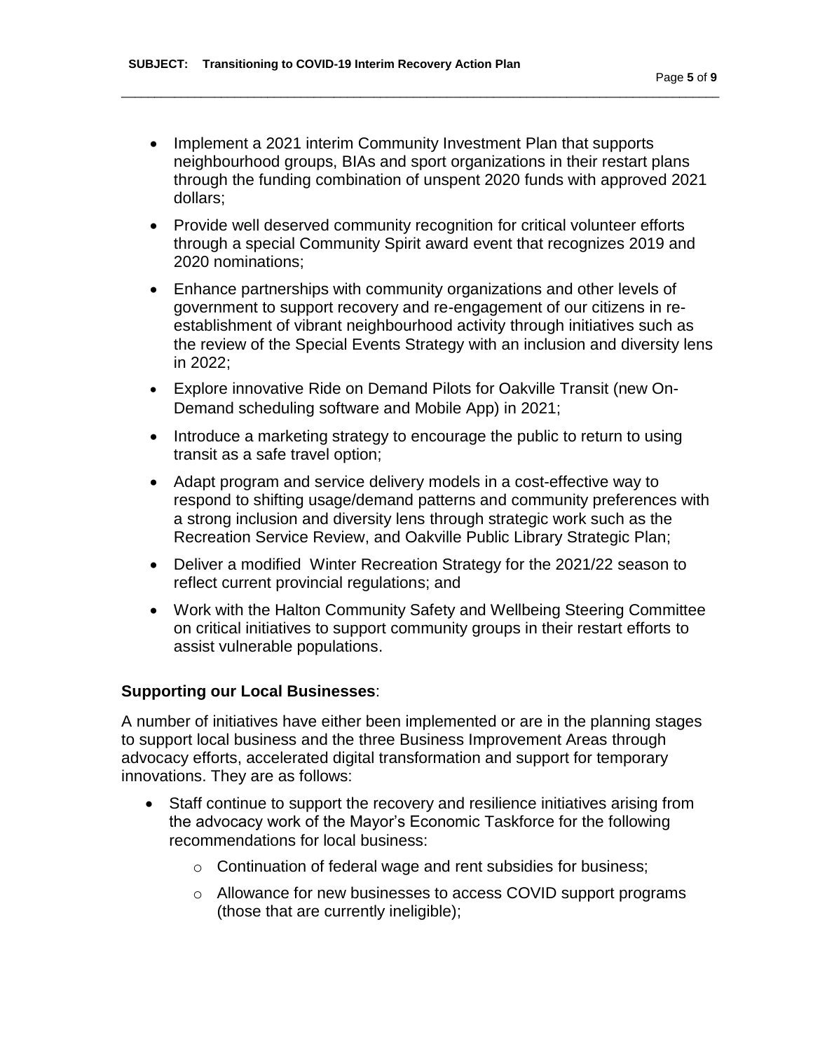- Implement a 2021 interim Community Investment Plan that supports neighbourhood groups, BIAs and sport organizations in their restart plans through the funding combination of unspent 2020 funds with approved 2021 dollars;
- Provide well deserved community recognition for critical volunteer efforts through a special Community Spirit award event that recognizes 2019 and 2020 nominations;
- Enhance partnerships with community organizations and other levels of government to support recovery and re-engagement of our citizens in re-establishment of vibrant neighbourhood activity through initiatives such as the review of the Special Events Strategy with an inclusion and diversity lens in 2022;
- Explore innovative Ride on Demand Pilots for Oakville Transit (new On-Demand scheduling software and Mobile App) in 2021;
- Introduce a marketing strategy to encourage the public to return to using transit as a safe travel option;
- Adapt program and service delivery models in a cost-effective way to respond to shifting usage/demand patterns and community preferences with a strong inclusion and diversity lens through strategic work such as the Recreation Service Review, and Oakville Public Library Strategic Plan;
- Deliver a modified Winter Recreation Strategy for the 2021/22 season to reflect current provincial regulations; and
- Work with the Halton Community Safety and Wellbeing Steering Committee on critical initiatives to support community groups in their restart efforts to assist vulnerable populations.

**Supporting our Local Businesses**:

A number of initiatives have either been implemented or are in the planning stages to support local business and the three Business Improvement Areas through advocacy efforts, accelerated digital transformation and support for temporary innovations. They are as follows:

- Staff continue to support the recovery and resilience initiatives arising from the advocacy work of the Mayor's Economic Taskforce for the following recommendations for local business:
  - Continuation of federal wage and rent subsidies for business;
  - Allowance for new businesses to access COVID support programs (those that are currently ineligible);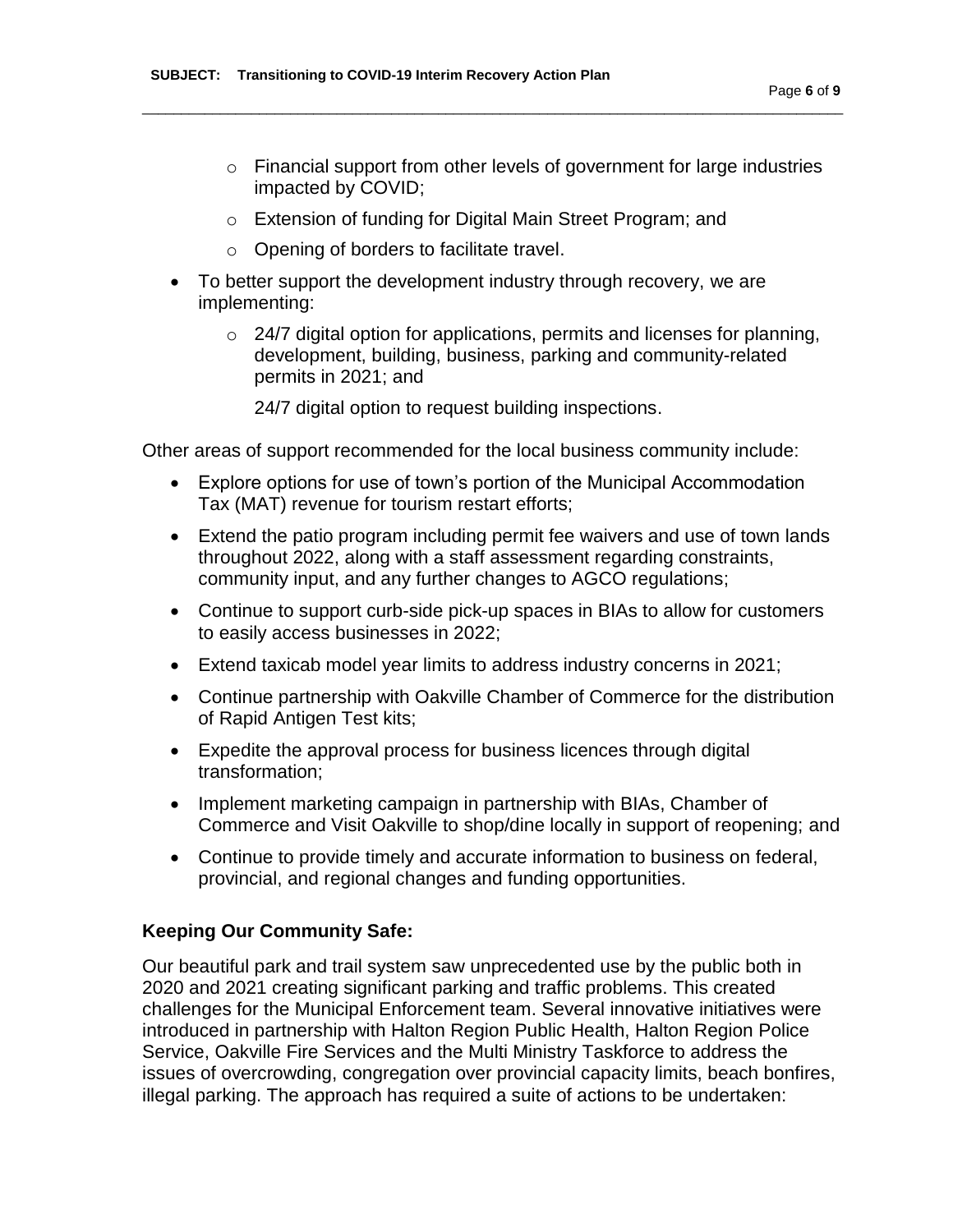- Financial support from other levels of government for large industries impacted by COVID;
  - Extension of funding for Digital Main Street Program; and
  - Opening of borders to facilitate travel.
- To better support the development industry through recovery, we are implementing:
  - 24/7 digital option for applications, permits and licenses for planning, development, building, business, parking and community-related permits in 2021; and

    24/7 digital option to request building inspections.

Other areas of support recommended for the local business community include:

- Explore options for use of town's portion of the Municipal Accommodation Tax (MAT) revenue for tourism restart efforts;
- Extend the patio program including permit fee waivers and use of town lands throughout 2022, along with a staff assessment regarding constraints, community input, and any further changes to AGCO regulations;
- Continue to support curb-side pick-up spaces in BIAs to allow for customers to easily access businesses in 2022;
- Extend taxicab model year limits to address industry concerns in 2021;
- Continue partnership with Oakville Chamber of Commerce for the distribution of Rapid Antigen Test kits;
- Expedite the approval process for business licences through digital transformation;
- Implement marketing campaign in partnership with BIAs, Chamber of Commerce and Visit Oakville to shop/dine locally in support of reopening; and
- Continue to provide timely and accurate information to business on federal, provincial, and regional changes and funding opportunities.

**Keeping Our Community Safe:**

Our beautiful park and trail system saw unprecedented use by the public both in 2020 and 2021 creating significant parking and traffic problems. This created challenges for the Municipal Enforcement team. Several innovative initiatives were introduced in partnership with Halton Region Public Health, Halton Region Police Service, Oakville Fire Services and the Multi Ministry Taskforce to address the issues of overcrowding, congregation over provincial capacity limits, beach bonfires, illegal parking. The approach has required a suite of actions to be undertaken: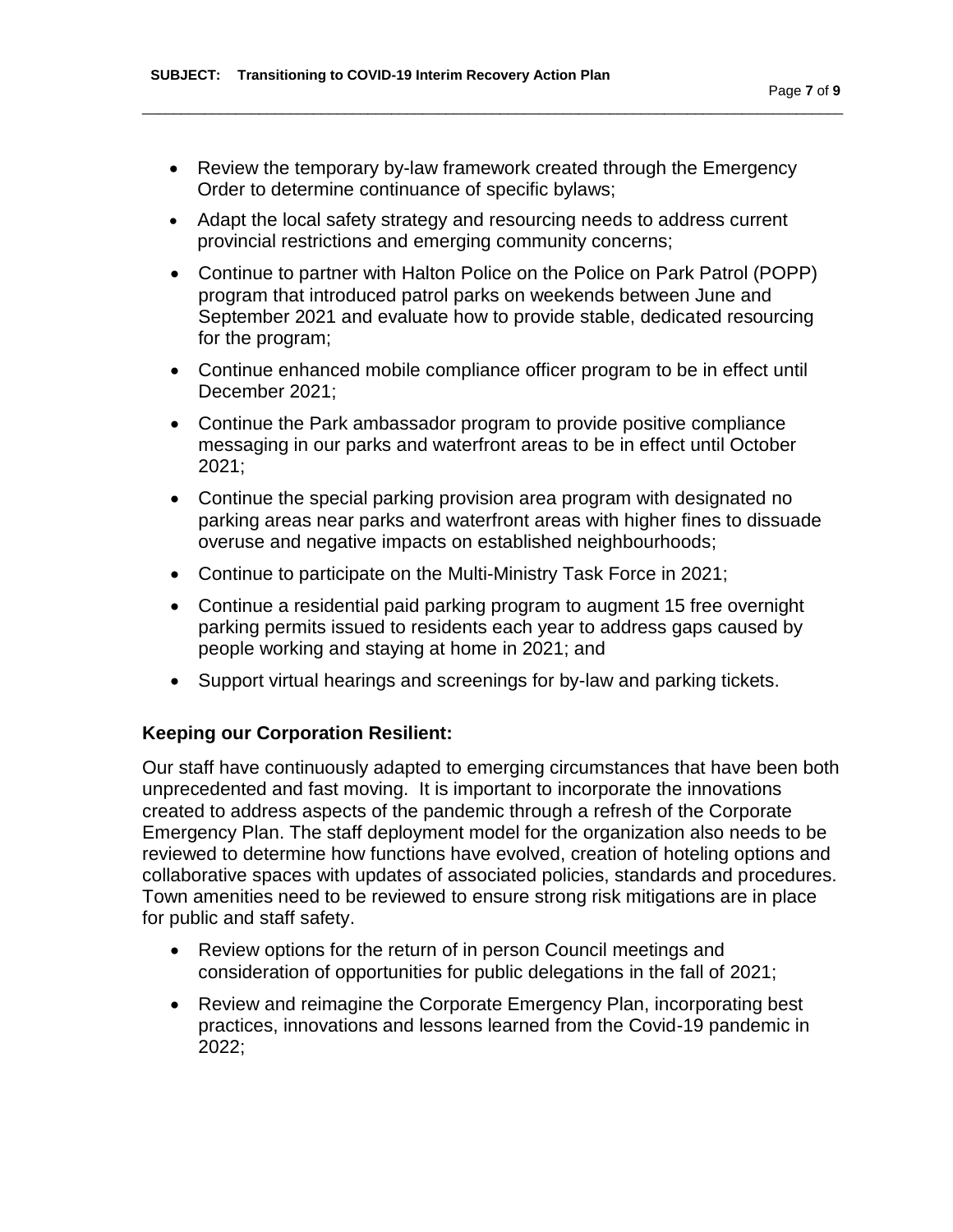- Review the temporary by-law framework created through the Emergency Order to determine continuance of specific bylaws;
- Adapt the local safety strategy and resourcing needs to address current provincial restrictions and emerging community concerns;
- Continue to partner with Halton Police on the Police on Park Patrol (POPP) program that introduced patrol parks on weekends between June and September 2021 and evaluate how to provide stable, dedicated resourcing for the program;
- Continue enhanced mobile compliance officer program to be in effect until December 2021;
- Continue the Park ambassador program to provide positive compliance messaging in our parks and waterfront areas to be in effect until October 2021;
- Continue the special parking provision area program with designated no parking areas near parks and waterfront areas with higher fines to dissuade overuse and negative impacts on established neighbourhoods;
- Continue to participate on the Multi-Ministry Task Force in 2021;
- Continue a residential paid parking program to augment 15 free overnight parking permits issued to residents each year to address gaps caused by people working and staying at home in 2021; and
- Support virtual hearings and screenings for by-law and parking tickets.

**Keeping our Corporation Resilient:**

Our staff have continuously adapted to emerging circumstances that have been both unprecedented and fast moving. It is important to incorporate the innovations created to address aspects of the pandemic through a refresh of the Corporate Emergency Plan. The staff deployment model for the organization also needs to be reviewed to determine how functions have evolved, creation of hoteling options and collaborative spaces with updates of associated policies, standards and procedures. Town amenities need to be reviewed to ensure strong risk mitigations are in place for public and staff safety.

- Review options for the return of in person Council meetings and consideration of opportunities for public delegations in the fall of 2021;
- Review and reimagine the Corporate Emergency Plan, incorporating best practices, innovations and lessons learned from the Covid-19 pandemic in 2022;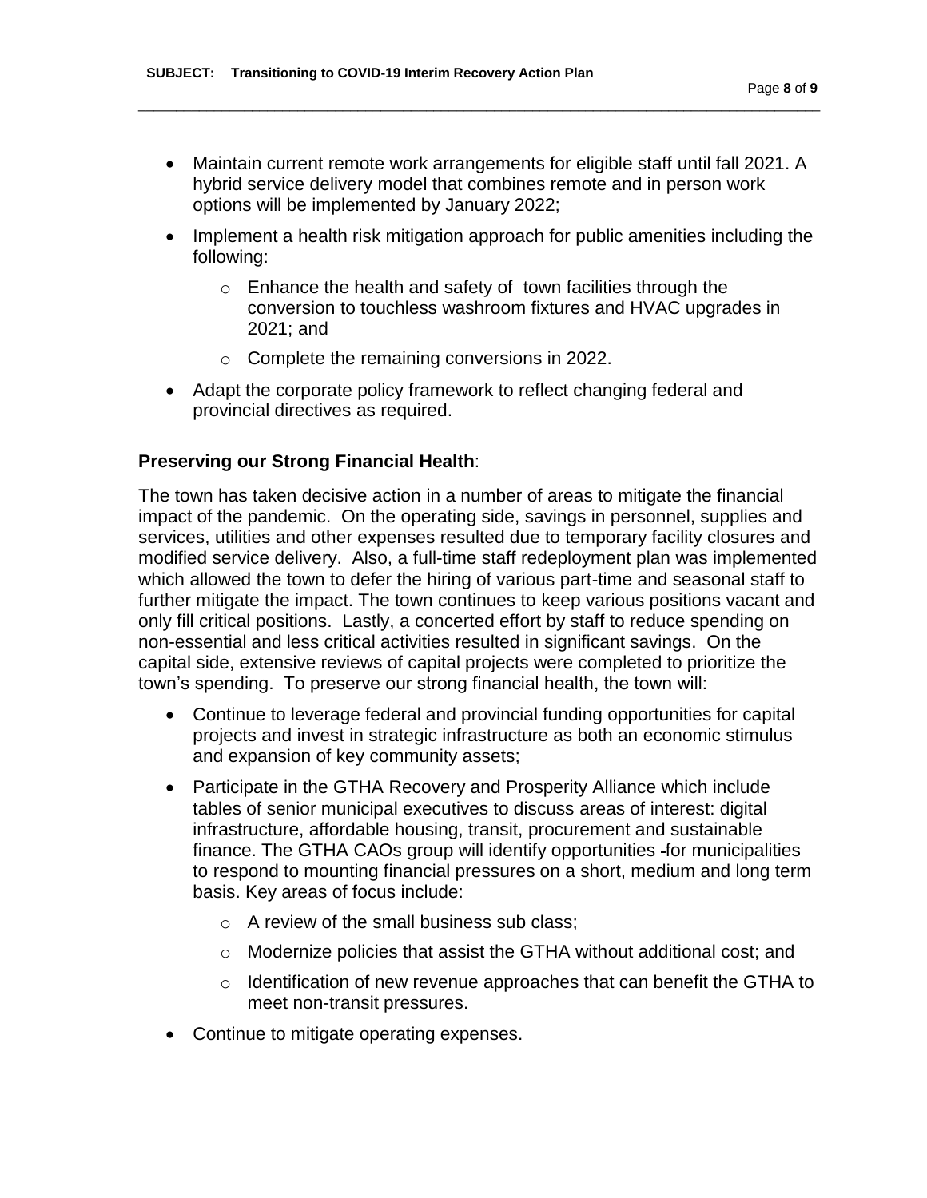- Maintain current remote work arrangements for eligible staff until fall 2021. A hybrid service delivery model that combines remote and in person work options will be implemented by January 2022;
- Implement a health risk mitigation approach for public amenities including the following:
  - Enhance the health and safety of town facilities through the conversion to touchless washroom fixtures and HVAC upgrades in 2021; and
  - Complete the remaining conversions in 2022.
- Adapt the corporate policy framework to reflect changing federal and provincial directives as required.

**Preserving our Strong Financial Health**:

The town has taken decisive action in a number of areas to mitigate the financial impact of the pandemic. On the operating side, savings in personnel, supplies and services, utilities and other expenses resulted due to temporary facility closures and modified service delivery. Also, a full-time staff redeployment plan was implemented which allowed the town to defer the hiring of various part-time and seasonal staff to further mitigate the impact. The town continues to keep various positions vacant and only fill critical positions. Lastly, a concerted effort by staff to reduce spending on non-essential and less critical activities resulted in significant savings. On the capital side, extensive reviews of capital projects were completed to prioritize the town's spending. To preserve our strong financial health, the town will:

- Continue to leverage federal and provincial funding opportunities for capital projects and invest in strategic infrastructure as both an economic stimulus and expansion of key community assets;
- Participate in the GTHA Recovery and Prosperity Alliance which include tables of senior municipal executives to discuss areas of interest: digital infrastructure, affordable housing, transit, procurement and sustainable finance. The GTHA CAOs group will identify opportunities -for municipalities to respond to mounting financial pressures on a short, medium and long term basis. Key areas of focus include:
  - A review of the small business sub class;
  - Modernize policies that assist the GTHA without additional cost; and
  - Identification of new revenue approaches that can benefit the GTHA to meet non-transit pressures.
- Continue to mitigate operating expenses.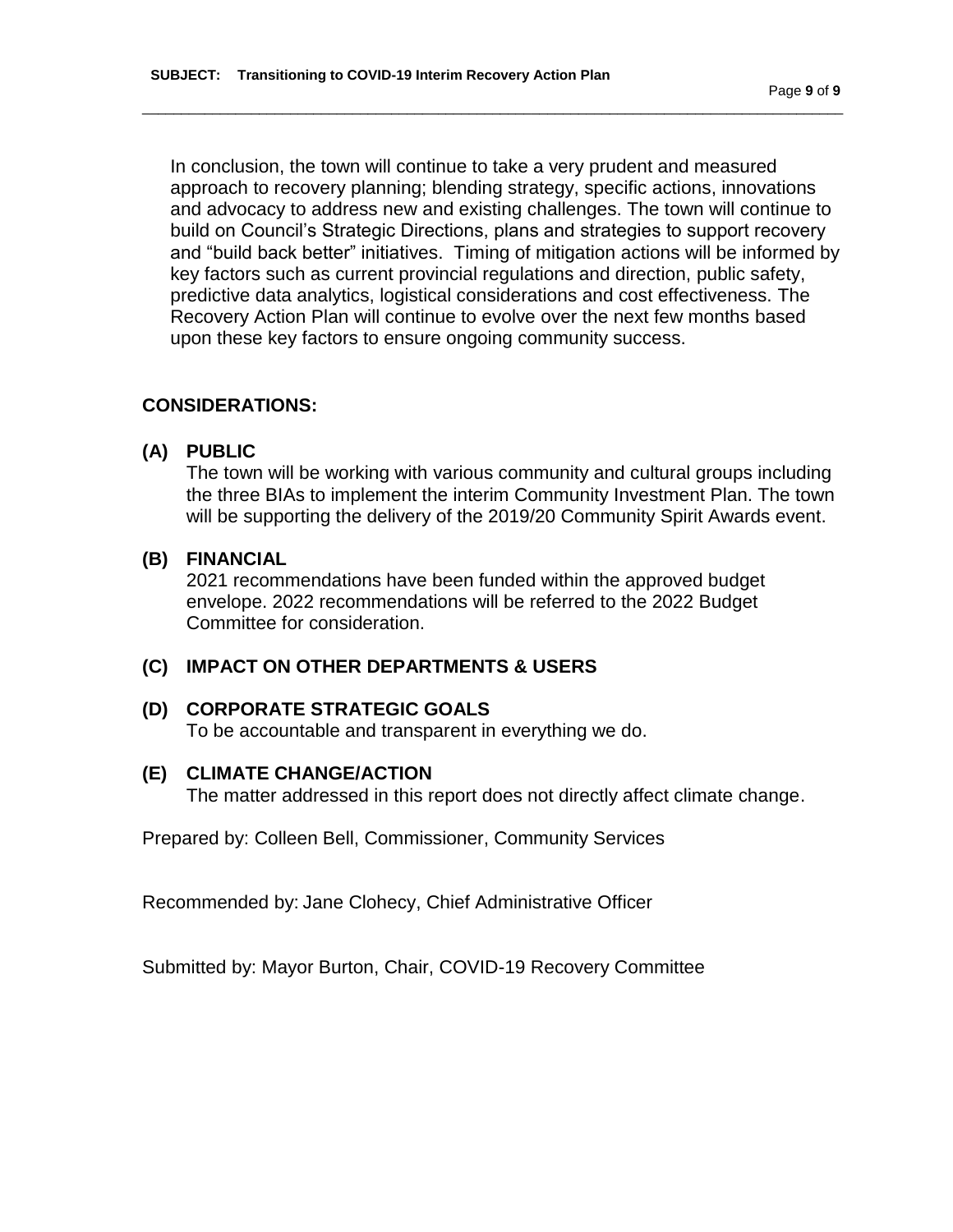In conclusion, the town will continue to take a very prudent and measured approach to recovery planning; blending strategy, specific actions, innovations and advocacy to address new and existing challenges. The town will continue to build on Council's Strategic Directions, plans and strategies to support recovery and "build back better" initiatives. Timing of mitigation actions will be informed by key factors such as current provincial regulations and direction, public safety, predictive data analytics, logistical considerations and cost effectiveness. The Recovery Action Plan will continue to evolve over the next few months based upon these key factors to ensure ongoing community success.

## CONSIDERATIONS:

### (A) PUBLIC

The town will be working with various community and cultural groups including the three BIAs to implement the interim Community Investment Plan. The town will be supporting the delivery of the 2019/20 Community Spirit Awards event.

### (B) FINANCIAL

2021 recommendations have been funded within the approved budget envelope. 2022 recommendations will be referred to the 2022 Budget Committee for consideration.

### (C) IMPACT ON OTHER DEPARTMENTS & USERS

### (D) CORPORATE STRATEGIC GOALS

To be accountable and transparent in everything we do.

### (E) CLIMATE CHANGE/ACTION

The matter addressed in this report does not directly affect climate change.

Prepared by: Colleen Bell, Commissioner, Community Services

Recommended by: Jane Clohecy, Chief Administrative Officer

Submitted by: Mayor Burton, Chair, COVID-19 Recovery Committee